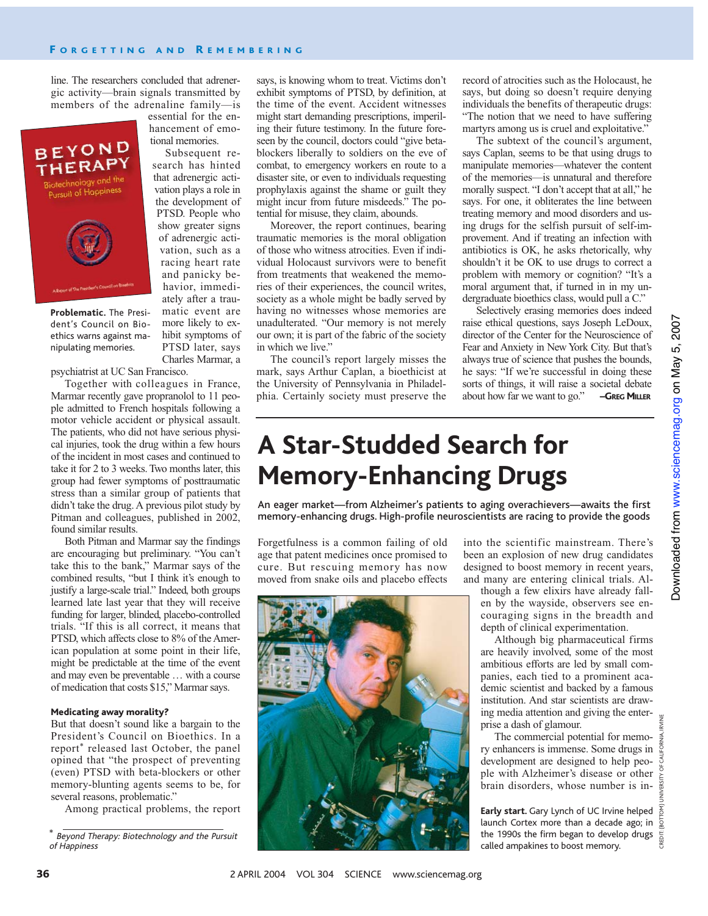line. The researchers concluded that adrenergic activity—brain signals transmitted by members of the adrenaline family—is essential for the enhancement of emotional memories.

Subsequent research has hinted that adrenergic activation plays a role in the development of PTSD. People who show greater signs of adrenergic activation, such as a racing heart rate and panicky behavior, immediately after a traumatic event are more likely to exhibit symptoms of PTSD later, says Charles Marmar, a psychiatrist at UC San Francisco.

**Problematic.** The President's Council on Bioethics warns against manipulating memories.

Together with colleagues in France, Marmar recently gave propranolol to 11 people admitted to French hospitals following a motor vehicle accident or physical assault. The patients, who did not have serious physical injuries, took the drug within a few hours of the incident in most cases and continued to take it for 2 to 3 weeks. Two months later, this group had fewer symptoms of posttraumatic stress than a similar group of patients that didn't take the drug. A previous pilot study by Pitman and colleagues, published in 2002, found similar results.

Both Pitman and Marmar say the findings are encouraging but preliminary. "You can't take this to the bank," Marmar says of the combined results, "but I think it's enough to justify a large-scale trial." Indeed, both groups learned late last year that they will receive funding for larger, blinded, placebo-controlled trials. "If this is all correct, it means that PTSD, which affects close to 8% of the American population at some point in their life, might be predictable at the time of the event and may even be preventable … with a course of medication that costs $15," Marmar says.

### Medicating away morality?

But that doesn't sound like a bargain to the President's Council on Bioethics. In a report* released last October, the panel opined that "the prospect of preventing (even) PTSD with beta-blockers or other memory-blunting agents seems to be, for several reasons, problematic."

Among practical problems, the report says, is knowing whom to treat. Victims don't exhibit symptoms of PTSD, by definition, at the time of the event. Accident witnesses might start demanding prescriptions, imperiling their future testimony. In the future foreseen by the council, doctors could "give beta-blockers liberally to soldiers on the eve of combat, to emergency workers en route to a disaster site, or even to individuals requesting prophylaxis against the shame or guilt they might incur from future misdeeds." The potential for misuse, they claim, abounds.

Moreover, the report continues, bearing traumatic memories is the moral obligation of those who witness atrocities. Even if individual Holocaust survivors were to benefit from treatments that weakened the memories of their experiences, the council writes, society as a whole might be badly served by having no witnesses whose memories are unadulterated. "Our memory is not merely our own; it is part of the fabric of the society in which we live."

The council's report largely misses the mark, says Arthur Caplan, a bioethicist at the University of Pennsylvania in Philadelphia. Certainly society must preserve the record of atrocities such as the Holocaust, he says, but doing so doesn't require denying individuals the benefits of therapeutic drugs: "The notion that we need to have suffering martyrs among us is cruel and exploitative."

The subtext of the council's argument, says Caplan, seems to be that using drugs to manipulate memories—whatever the content of the memories—is unnatural and therefore morally suspect. "I don't accept that at all," he says. For one, it obliterates the line between treating memory and mood disorders and using drugs for the selfish pursuit of self-improvement. And if treating an infection with antibiotics is OK, he asks rhetorically, why shouldn't it be OK to use drugs to correct a problem with memory or cognition? "It's a moral argument that, if turned in in my undergraduate bioethics class, would pull a C."

Selectively erasing memories does indeed raise ethical questions, says Joseph LeDoux, director of the Center for the Neuroscience of Fear and Anxiety in New York City. But that's always true of science that pushes the bounds, he says: "If we're successful in doing these sorts of things, it will raise a societal debate about how far we want to go."

–GREG MILLER

\* *Beyond Therapy: Biotechnology and the Pursuit of Happiness*

# A Star-Studded Search for Memory-Enhancing Drugs

**An eager market—from Alzheimer's patients to aging overachievers—awaits the first memory-enhancing drugs. High-profile neuroscientists are racing to provide the goods**

Forgetfulness is a common failing of old age that patent medicines once promised to cure. But rescuing memory has now moved from snake oils and placebo effects into the scientific mainstream. There's been an explosion of new drug candidates designed to boost memory in recent years, and many are entering clinical trials. Although a few elixirs have already fallen by the wayside, observers see encouraging signs in the breadth and depth of clinical experimentation.

Although big pharmaceutical firms are heavily involved, some of the most ambitious efforts are led by small companies, each tied to a prominent academic scientist and backed by a famous institution. And star scientists are drawing media attention and giving the enterprise a dash of glamour.

The commercial potential for memory enhancers is immense. Some drugs in development are designed to help people with Alzheimer's disease or other brain disorders, whose number is in-

**Early start.** Gary Lynch of UC Irvine helped launch Cortex more than a decade ago; in the 1990s the firm began to develop drugs called ampakines to boost memory.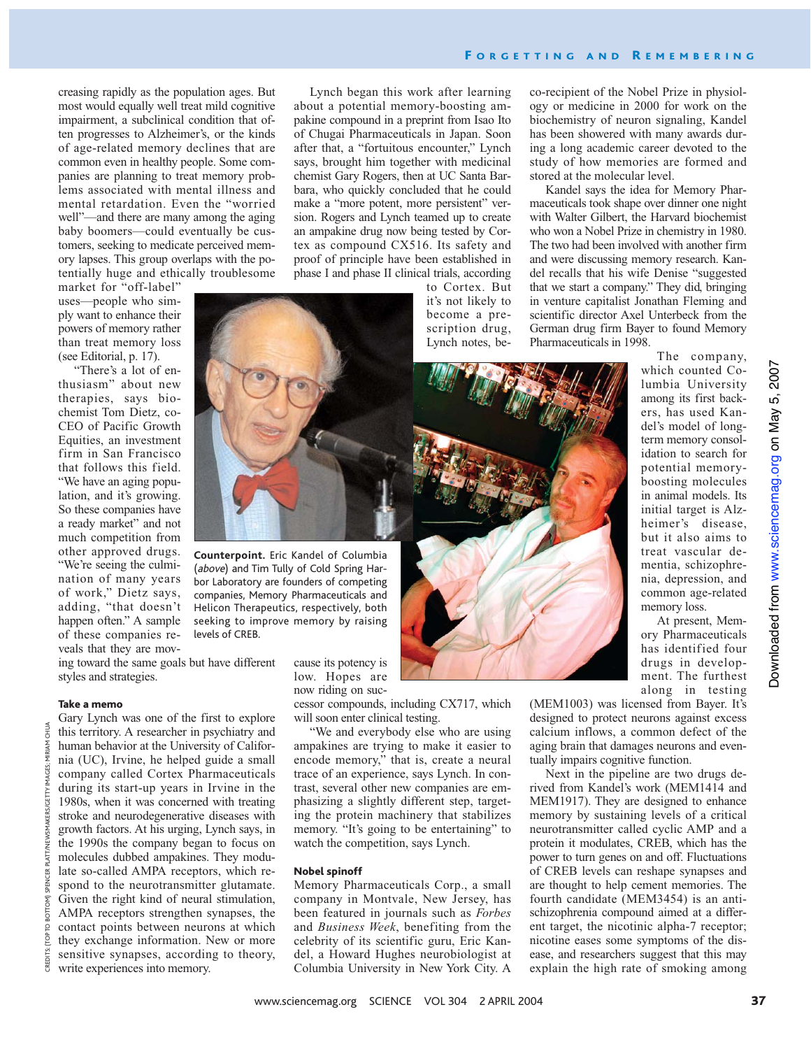creasing rapidly as the population ages. But most would equally well treat mild cognitive impairment, a subclinical condition that often progresses to Alzheimer's, or the kinds of age-related memory declines that are common even in healthy people. Some companies are planning to treat memory problems associated with mental illness and mental retardation. Even the "worried well"—and there are many among the aging baby boomers—could eventually be customers, seeking to medicate perceived memory lapses. This group overlaps with the potentially huge and ethically troublesome market for "off-label" uses—people who simply want to enhance their powers of memory rather than treat memory loss (see Editorial, p. 17).

"There's a lot of enthusiasm" about new therapies, says biochemist Tom Dietz, co-CEO of Pacific Growth Equities, an investment firm in San Francisco that follows this field. "We have an aging population, and it's growing. So these companies have a ready market" and not much competition from other approved drugs. "We're seeing the culmination of many years of work," Dietz says, adding, "that doesn't happen often." A sample of these companies reveals that they are moving toward the same goals but have different styles and strategies.

**Counterpoint.** Eric Kandel of Columbia (*above*) and Tim Tully of Cold Spring Harbor Laboratory are founders of competing companies, Memory Pharmaceuticals and Helicon Therapeutics, respectively, both seeking to improve memory by raising levels of CREB.

### Take a memo

Gary Lynch was one of the first to explore this territory. A researcher in psychiatry and human behavior at the University of California (UC), Irvine, he helped guide a small company called Cortex Pharmaceuticals during its start-up years in Irvine in the 1980s, when it was concerned with treating stroke and neurodegenerative diseases with growth factors. At his urging, Lynch says, in the 1990s the company began to focus on molecules dubbed ampakines. They modulate so-called AMPA receptors, which respond to the neurotransmitter glutamate. Given the right kind of neural stimulation, AMPA receptors strengthen synapses, the contact points between neurons at which they exchange information. New or more sensitive synapses, according to theory, write experiences into memory.

Lynch began this work after learning about a potential memory-boosting ampakine compound in a preprint from Isao Ito of Chugai Pharmaceuticals in Japan. Soon after that, a "fortuitous encounter," Lynch says, brought him together with medicinal chemist Gary Rogers, then at UC Santa Barbara, who quickly concluded that he could make a "more potent, more persistent" version. Rogers and Lynch teamed up to create an ampakine drug now being tested by Cortex as compound CX516. Its safety and proof of principle have been established in phase I and phase II clinical trials, according to Cortex. But it's not likely to become a prescription drug, Lynch notes, because its potency is low. Hopes are now riding on successor compounds, including CX717, which will soon enter clinical testing.

"We and everybody else who are using ampakines are trying to make it easier to encode memory," that is, create a neural trace of an experience, says Lynch. In contrast, several other new companies are emphasizing a slightly different step, targeting the protein machinery that stabilizes memory. "It's going to be entertaining" to watch the competition, says Lynch.

### Nobel spinoff

Memory Pharmaceuticals Corp., a small company in Montvale, New Jersey, has been featured in journals such as *Forbes* and *Business Week*, benefiting from the celebrity of its scientific guru, Eric Kandel, a Howard Hughes neurobiologist at Columbia University in New York City. A co-recipient of the Nobel Prize in physiology or medicine in 2000 for work on the biochemistry of neuron signaling, Kandel has been showered with many awards during a long academic career devoted to the study of how memories are formed and stored at the molecular level.

Kandel says the idea for Memory Pharmaceuticals took shape over dinner one night with Walter Gilbert, the Harvard biochemist who won a Nobel Prize in chemistry in 1980. The two had been involved with another firm and were discussing memory research. Kandel recalls that his wife Denise "suggested that we start a company." They did, bringing in venture capitalist Jonathan Fleming and scientific director Axel Unterbeck from the German drug firm Bayer to found Memory Pharmaceuticals in 1998.

The company, which counted Columbia University among its first backers, has used Kandel's model of long-term memory consolidation to search for potential memory-boosting molecules in animal models. Its initial target is Alzheimer's disease, but it also aims to treat vascular dementia, schizophrenia, depression, and common age-related memory loss.

At present, Memory Pharmaceuticals has identified four drugs in development. The furthest along in testing (MEM1003) was licensed from Bayer. It's designed to protect neurons against excess calcium inflows, a common defect of the aging brain that damages neurons and eventually impairs cognitive function.

Next in the pipeline are two drugs derived from Kandel's work (MEM1414 and MEM1917). They are designed to enhance memory by sustaining levels of a critical neurotransmitter called cyclic AMP and a protein it modulates, CREB, which has the power to turn genes on and off. Fluctuations of CREB levels can reshape synapses and are thought to help cement memories. The fourth candidate (MEM3454) is an anti-schizophrenia compound aimed at a different target, the nicotinic alpha-7 receptor; nicotine eases some symptoms of the disease, and researchers suggest that this may explain the high rate of smoking among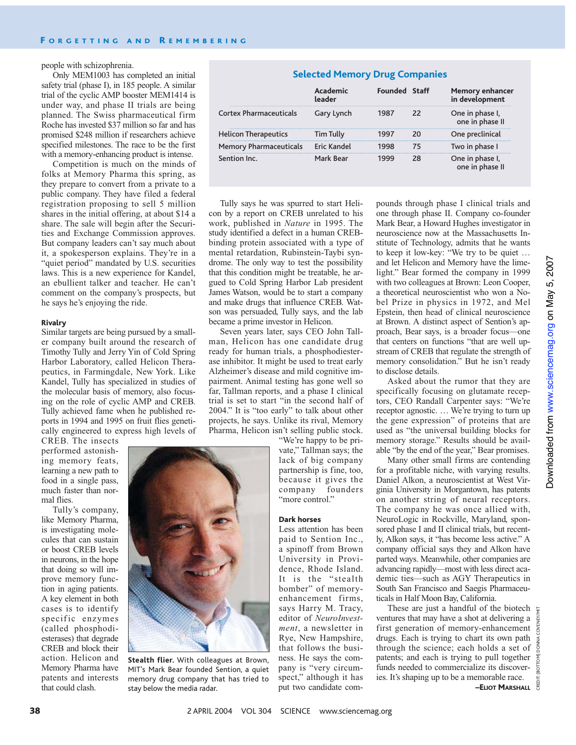people with schizophrenia.

Only MEM1003 has completed an initial safety trial (phase I), in 185 people. A similar trial of the cyclic AMP booster MEM1414 is under way, and phase II trials are being planned. The Swiss pharmaceutical firm Roche has invested $37 million so far and has promised $248 million if researchers achieve specified milestones. The race to be the first with a memory-enhancing product is intense.

Competition is much on the minds of folks at Memory Pharma this spring, as they prepare to convert from a private to a public company. They have filed a federal registration proposing to sell 5 million shares in the initial offering, at about $14 a share. The sale will begin after the Securities and Exchange Commission approves. But company leaders can't say much about it, a spokesperson explains. They're in a "quiet period" mandated by U.S. securities laws. This is a new experience for Kandel, an ebullient talker and teacher. He can't comment on the company's prospects, but he says he's enjoying the ride.

**Selected Memory Drug Companies**

| | Academic leader | Founded | Staff | Memory enhancer in development |
|---|---|---|---|---|
| Cortex Pharmaceuticals | Gary Lynch | 1987 | 22 | One in phase I, one in phase II |
| Helicon Therapeutics | Tim Tully | 1997 | 20 | One preclinical |
| Memory Pharmaceuticals | Eric Kandel | 1998 | 75 | Two in phase I |
| Sention Inc. | Mark Bear | 1999 | 28 | One in phase I, one in phase II |

#### Rivalry

Similar targets are being pursued by a smaller company built around the research of Timothy Tully and Jerry Yin of Cold Spring Harbor Laboratory, called Helicon Therapeutics, in Farmingdale, New York. Like Kandel, Tully has specialized in studies of the molecular basis of memory, also focusing on the role of cyclic AMP and CREB. Tully achieved fame when he published reports in 1994 and 1995 on fruit flies genetically engineered to express high levels of CREB. The insects performed astonishing memory feats, learning a new path to food in a single pass, much faster than normal flies.

Tully's company, like Memory Pharma, is investigating molecules that can sustain or boost CREB levels in neurons, in the hope that doing so will improve memory function in aging patients. A key element in both cases is to identify specific enzymes (called phosphodiesterases) that degrade CREB and block their action. Helicon and Memory Pharma have patents and interests that could clash.

**Stealth flier.** With colleagues at Brown, MIT's Mark Bear founded Sention, a quiet memory drug company that has tried to stay below the media radar.

Tully says he was spurred to start Helicon by a report on CREB unrelated to his work, published in *Nature* in 1995. The study identified a defect in a human CREB-binding protein associated with a type of mental retardation, Rubinstein-Taybi syndrome. The only way to test the possibility that this condition might be treatable, he argued to Cold Spring Harbor Lab president James Watson, would be to start a company and make drugs that influence CREB. Watson was persuaded, Tully says, and the lab became a prime investor in Helicon.

Seven years later, says CEO John Tallman, Helicon has one candidate drug ready for human trials, a phosphodiesterase inhibitor. It might be used to treat early Alzheimer's disease and mild cognitive impairment. Animal testing has gone well so far, Tallman reports, and a phase I clinical trial is set to start "in the second half of 2004." It is "too early" to talk about other projects, he says. Unlike its rival, Memory Pharma, Helicon isn't selling public stock. "We're happy to be private," Tallman says; the lack of big company partnership is fine, too, because it gives the company founders "more control."

#### Dark horses

Less attention has been paid to Sention Inc., a spinoff from Brown University in Providence, Rhode Island. It is the "stealth bomber" of memory-enhancement firms, says Harry M. Tracy, editor of *NeuroInvestment*, a newsletter in Rye, New Hampshire, that follows the business. He says the company is "very circumspect," although it has put two candidate compounds through phase I clinical trials and one through phase II. Company co-founder Mark Bear, a Howard Hughes investigator in neuroscience now at the Massachusetts Institute of Technology, admits that he wants to keep it low-key: "We try to be quiet … and let Helicon and Memory have the limelight." Bear formed the company in 1999 with two colleagues at Brown: Leon Cooper, a theoretical neuroscientist who won a Nobel Prize in physics in 1972, and Mel Epstein, then head of clinical neuroscience at Brown. A distinct aspect of Sention's approach, Bear says, is a broader focus—one that centers on functions "that are well upstream of CREB that regulate the strength of memory consolidation." But he isn't ready to disclose details.

Asked about the rumor that they are specifically focusing on glutamate receptors, CEO Randall Carpenter says: "We're receptor agnostic. … We're trying to turn up the gene expression" of proteins that are used as "the universal building blocks for memory storage." Results should be available "by the end of the year," Bear promises.

Many other small firms are contending for a profitable niche, with varying results. Daniel Alkon, a neuroscientist at West Virginia University in Morgantown, has patents on another string of neural receptors. The company he was once allied with, NeuroLogic in Rockville, Maryland, sponsored phase I and II clinical trials, but recently, Alkon says, it "has become less active." A company official says they and Alkon have parted ways. Meanwhile, other companies are advancing rapidly—most with less direct academic ties—such as AGY Therapeutics in South San Francisco and Saegis Pharmaceuticals in Half Moon Bay, California.

These are just a handful of the biotech ventures that may have a shot at delivering a first generation of memory-enhancement drugs. Each is trying to chart its own path through the science; each holds a set of patents; and each is trying to pull together funds needed to commercialize its discoveries. It's shaping up to be a memorable race.

–ELIOT MARSHALL